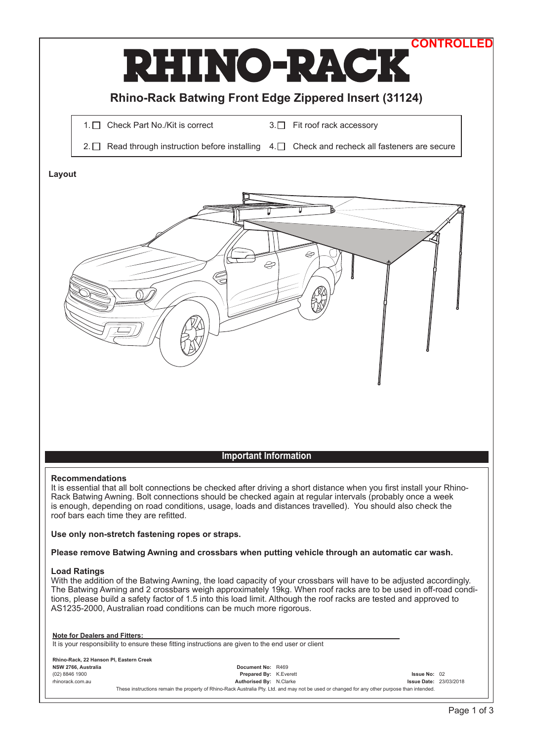CONTROLLED

# RHINO-RACK

## Rhino-Rack Batwing Front Edge Zippered Insert (31124)

1. ☐ Check Part No./Kit is correct
2. ☐ Read through instruction before installing
3. ☐ Fit roof rack accessory
4. ☐ Check and recheck all fasteners are secure

**Layout**

## Important Information

**Recommendations**

It is essential that all bolt connections be checked after driving a short distance when you first install your Rhino-Rack Batwing Awning. Bolt connections should be checked again at regular intervals (probably once a week is enough, depending on road conditions, usage, loads and distances travelled). You should also check the roof bars each time they are refitted.

**Use only non-stretch fastening ropes or straps.**

**Please remove Batwing Awning and crossbars when putting vehicle through an automatic car wash.**

**Load Ratings**

With the addition of the Batwing Awning, the load capacity of your crossbars will have to be adjusted accordingly. The Batwing Awning and 2 crossbars weigh approximately 19kg. When roof racks are to be used in off-road conditions, please build a safety factor of 1.5 into this load limit. Although the roof racks are tested and approved to AS1235-2000, Australian road conditions can be much more rigorous.

**Note for Dealers and Fitters:**

It is your responsibility to ensure these fitting instructions are given to the end user or client

**Rhino-Rack, 22 Hanson Pl, Eastern Creek**
**NSW 2766, Australia**
(02) 8846 1900
rhinorack.com.au

**Document No:** R469
**Prepared By:** K.Everett
**Authorised By:** N.Clarke

**Issue No:** 02
**Issue Date:** 23/03/2018

These instructions remain the property of Rhino-Rack Australia Pty. Ltd. and may not be used or changed for any other purpose than intended.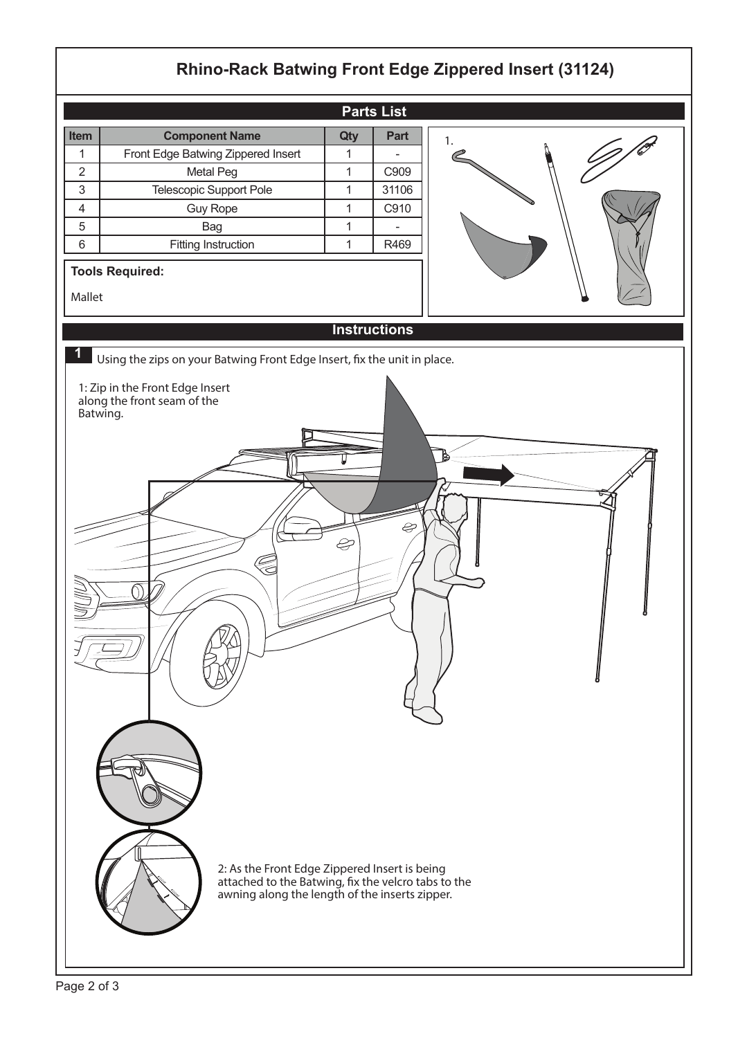# Rhino-Rack Batwing Front Edge Zippered Insert (31124)

## Parts List

| Item | Component Name | Qty | Part |
|---|---|---|---|
| 1 | Front Edge Batwing Zippered Insert | 1 | - |
| 2 | Metal Peg | 1 | C909 |
| 3 | Telescopic Support Pole | 1 | 31106 |
| 4 | Guy Rope | 1 | C910 |
| 5 | Bag | 1 | - |
| 6 | Fitting Instruction | 1 | R469 |

**Tools Required:**

Mallet

1.

## Instructions

**1** Using the zips on your Batwing Front Edge Insert, fix the unit in place.

1: Zip in the Front Edge Insert along the front seam of the Batwing.

2: As the Front Edge Zippered Insert is being attached to the Batwing, fix the velcro tabs to the awning along the length of the inserts zipper.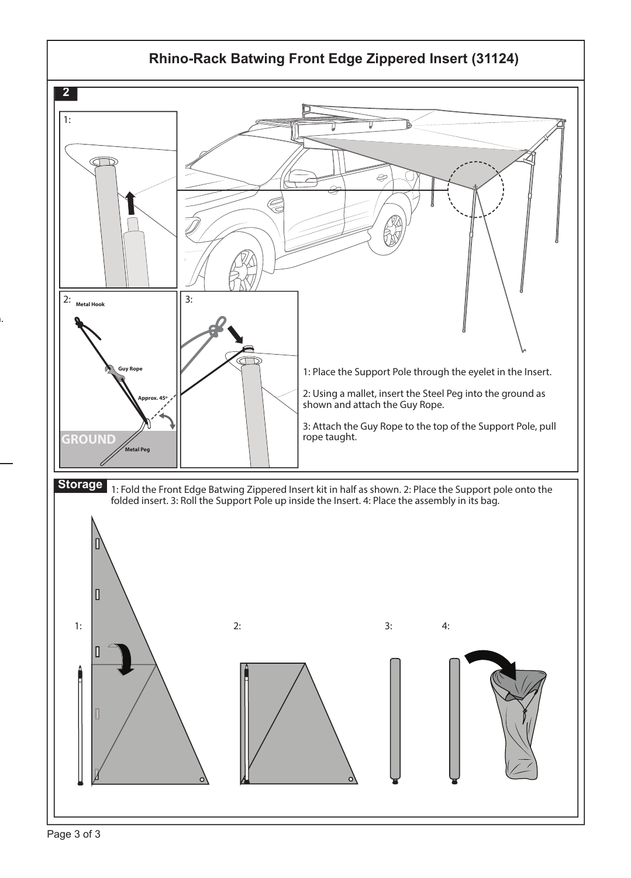# Rhino-Rack Batwing Front Edge Zippered Insert (31124)

## 2

1: Place the Support Pole through the eyelet in the Insert.

2: Using a mallet, insert the Steel Peg into the ground as shown and attach the Guy Rope.

3: Attach the Guy Rope to the top of the Support Pole, pull rope taught.

Metal Hook

Guy Rope

Approx. 45°

GROUND

Metal Peg

## Storage

1: Fold the Front Edge Batwing Zippered Insert kit in half as shown. 2: Place the Support pole onto the folded insert. 3: Roll the Support Pole up inside the Insert. 4: Place the assembly in its bag.